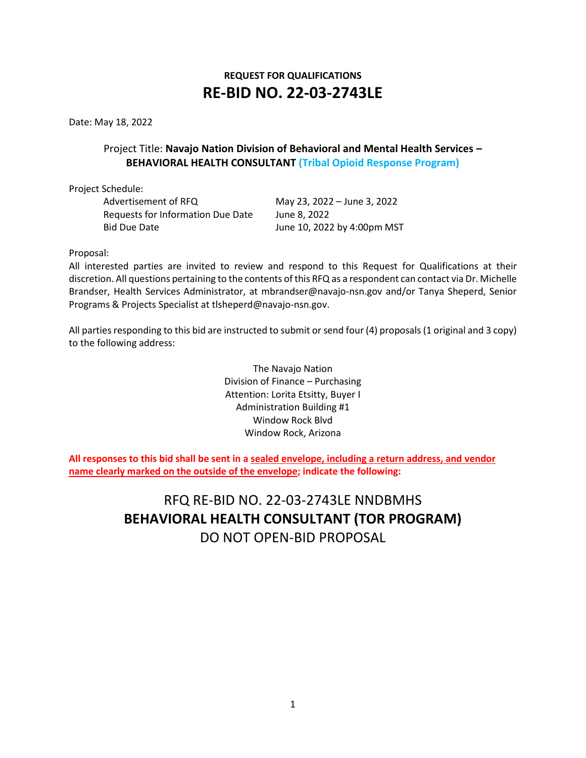**REQUEST FOR QUALIFICATIONS**

# RE-BID NO. 22-03-2743LE

Date: May 18, 2022

Project Title: **Navajo Nation Division of Behavioral and Mental Health Services – BEHAVIORAL HEALTH CONSULTANT (Tribal Opioid Response Program)**

Project Schedule:

| | |
|---|---|
| Advertisement of RFQ | May 23, 2022 – June 3, 2022 |
| Requests for Information Due Date | June 8, 2022 |
| Bid Due Date | June 10, 2022 by 4:00pm MST |

Proposal:
All interested parties are invited to review and respond to this Request for Qualifications at their discretion. All questions pertaining to the contents of this RFQ as a respondent can contact via Dr. Michelle Brandser, Health Services Administrator, at mbrandser@navajo-nsn.gov and/or Tanya Sheperd, Senior Programs & Projects Specialist at tlsheperd@navajo-nsn.gov.

All parties responding to this bid are instructed to submit or send four (4) proposals (1 original and 3 copy) to the following address:

The Navajo Nation
Division of Finance – Purchasing
Attention: Lorita Etsitty, Buyer I
Administration Building #1
Window Rock Blvd
Window Rock, Arizona

**All responses to this bid shall be sent in a sealed envelope, including a return address, and vendor name clearly marked on the outside of the envelope; indicate the following:**

RFQ RE-BID NO. 22-03-2743LE NNDBMHS
**BEHAVIORAL HEALTH CONSULTANT (TOR PROGRAM)**
DO NOT OPEN-BID PROPOSAL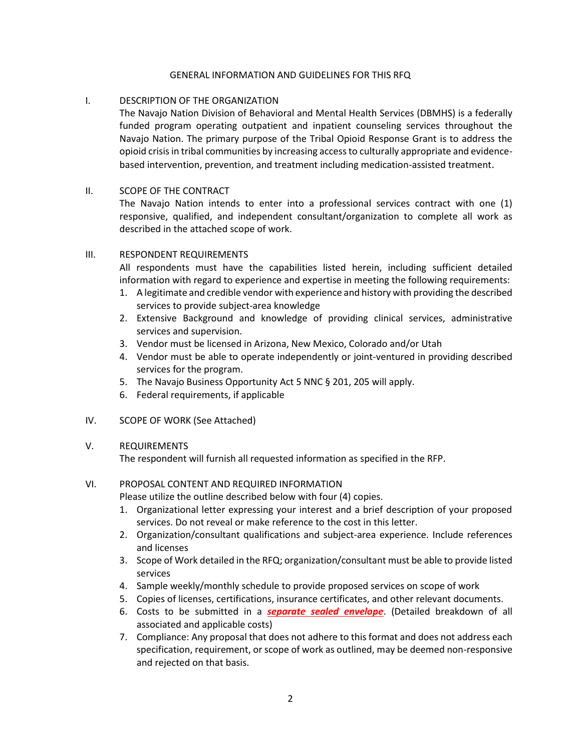# GENERAL INFORMATION AND GUIDELINES FOR THIS RFQ

## I. DESCRIPTION OF THE ORGANIZATION

The Navajo Nation Division of Behavioral and Mental Health Services (DBMHS) is a federally funded program operating outpatient and inpatient counseling services throughout the Navajo Nation. The primary purpose of the Tribal Opioid Response Grant is to address the opioid crisis in tribal communities by increasing access to culturally appropriate and evidence-based intervention, prevention, and treatment including medication-assisted treatment.

## II. SCOPE OF THE CONTRACT

The Navajo Nation intends to enter into a professional services contract with one (1) responsive, qualified, and independent consultant/organization to complete all work as described in the attached scope of work.

## III. RESPONDENT REQUIREMENTS

All respondents must have the capabilities listed herein, including sufficient detailed information with regard to experience and expertise in meeting the following requirements:

1. A legitimate and credible vendor with experience and history with providing the described services to provide subject-area knowledge
2. Extensive Background and knowledge of providing clinical services, administrative services and supervision.
3. Vendor must be licensed in Arizona, New Mexico, Colorado and/or Utah
4. Vendor must be able to operate independently or joint-ventured in providing described services for the program.
5. The Navajo Business Opportunity Act 5 NNC § 201, 205 will apply.
6. Federal requirements, if applicable

## IV. SCOPE OF WORK (See Attached)

## V. REQUIREMENTS

The respondent will furnish all requested information as specified in the RFP.

## VI. PROPOSAL CONTENT AND REQUIRED INFORMATION

Please utilize the outline described below with four (4) copies.

1. Organizational letter expressing your interest and a brief description of your proposed services. Do not reveal or make reference to the cost in this letter.
2. Organization/consultant qualifications and subject-area experience. Include references and licenses
3. Scope of Work detailed in the RFQ; organization/consultant must be able to provide listed services
4. Sample weekly/monthly schedule to provide proposed services on scope of work
5. Copies of licenses, certifications, insurance certificates, and other relevant documents.
6. Costs to be submitted in a ***separate sealed envelope***. (Detailed breakdown of all associated and applicable costs)
7. Compliance: Any proposal that does not adhere to this format and does not address each specification, requirement, or scope of work as outlined, may be deemed non-responsive and rejected on that basis.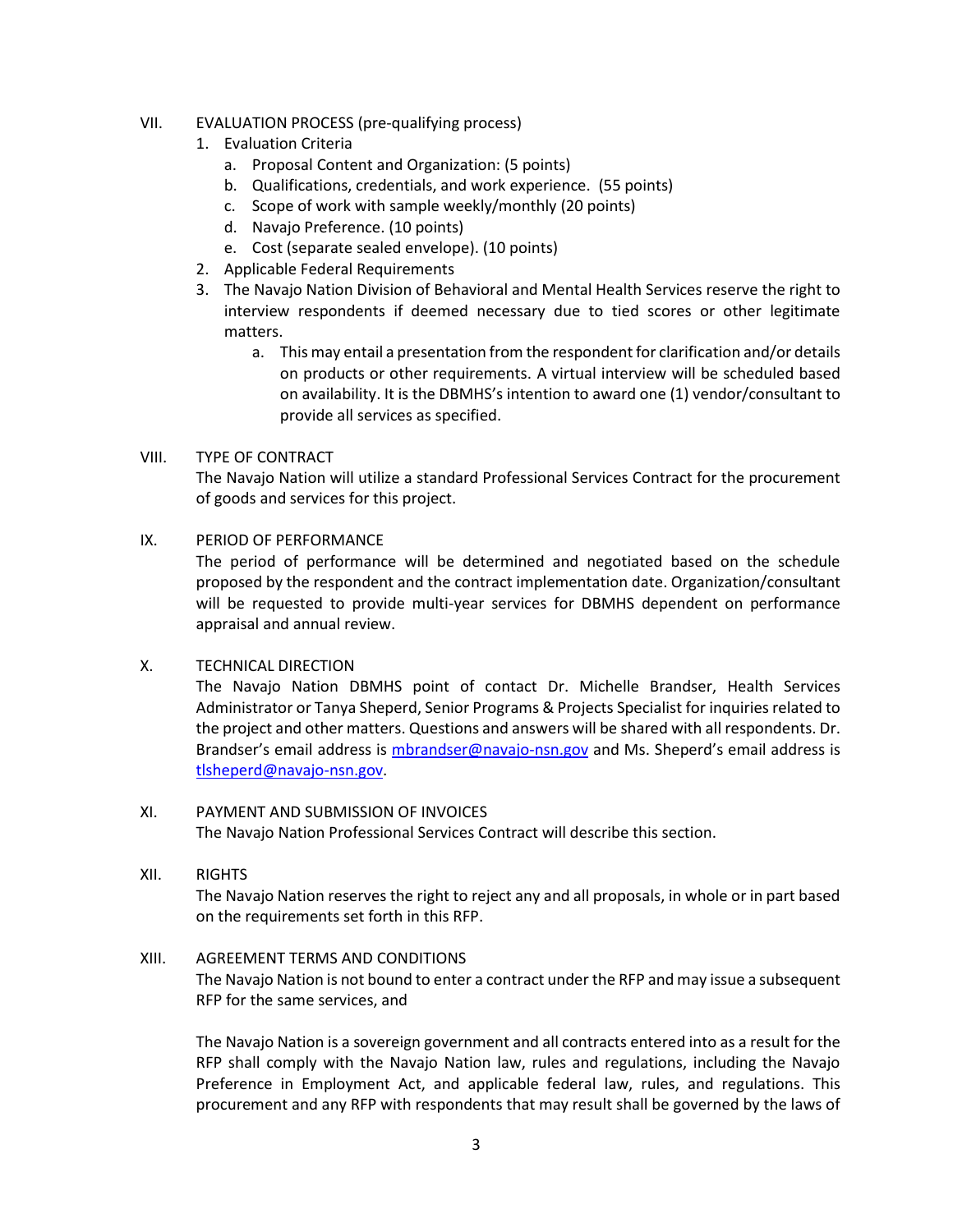## VII. EVALUATION PROCESS (pre-qualifying process)

1. Evaluation Criteria
   a. Proposal Content and Organization: (5 points)
   b. Qualifications, credentials, and work experience. (55 points)
   c. Scope of work with sample weekly/monthly (20 points)
   d. Navajo Preference. (10 points)
   e. Cost (separate sealed envelope). (10 points)
2. Applicable Federal Requirements
3. The Navajo Nation Division of Behavioral and Mental Health Services reserve the right to interview respondents if deemed necessary due to tied scores or other legitimate matters.
   a. This may entail a presentation from the respondent for clarification and/or details on products or other requirements. A virtual interview will be scheduled based on availability. It is the DBMHS's intention to award one (1) vendor/consultant to provide all services as specified.

## VIII. TYPE OF CONTRACT

The Navajo Nation will utilize a standard Professional Services Contract for the procurement of goods and services for this project.

## IX. PERIOD OF PERFORMANCE

The period of performance will be determined and negotiated based on the schedule proposed by the respondent and the contract implementation date. Organization/consultant will be requested to provide multi-year services for DBMHS dependent on performance appraisal and annual review.

## X. TECHNICAL DIRECTION

The Navajo Nation DBMHS point of contact Dr. Michelle Brandser, Health Services Administrator or Tanya Sheperd, Senior Programs & Projects Specialist for inquiries related to the project and other matters. Questions and answers will be shared with all respondents. Dr. Brandser's email address is [mbrandser@navajo-nsn.gov](mailto:mbrandser@navajo-nsn.gov) and Ms. Sheperd's email address is [tlsheperd@navajo-nsn.gov](mailto:tlsheperd@navajo-nsn.gov).

## XI. PAYMENT AND SUBMISSION OF INVOICES

The Navajo Nation Professional Services Contract will describe this section.

## XII. RIGHTS

The Navajo Nation reserves the right to reject any and all proposals, in whole or in part based on the requirements set forth in this RFP.

## XIII. AGREEMENT TERMS AND CONDITIONS

The Navajo Nation is not bound to enter a contract under the RFP and may issue a subsequent RFP for the same services, and

The Navajo Nation is a sovereign government and all contracts entered into as a result for the RFP shall comply with the Navajo Nation law, rules and regulations, including the Navajo Preference in Employment Act, and applicable federal law, rules, and regulations. This procurement and any RFP with respondents that may result shall be governed by the laws of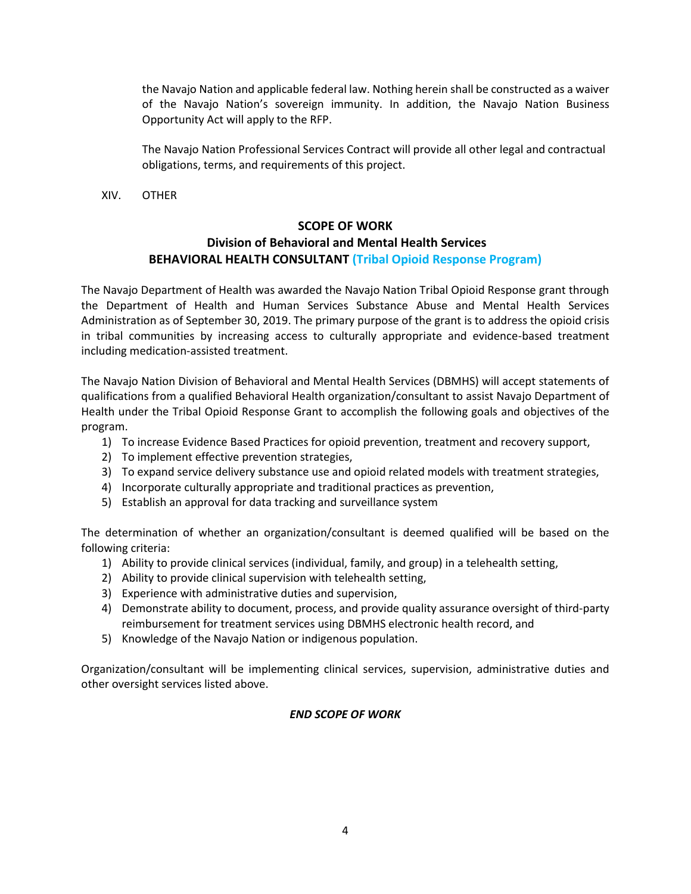the Navajo Nation and applicable federal law. Nothing herein shall be constructed as a waiver of the Navajo Nation's sovereign immunity. In addition, the Navajo Nation Business Opportunity Act will apply to the RFP.

The Navajo Nation Professional Services Contract will provide all other legal and contractual obligations, terms, and requirements of this project.

XIV. OTHER

**SCOPE OF WORK**

**Division of Behavioral and Mental Health Services**

**BEHAVIORAL HEALTH CONSULTANT (Tribal Opioid Response Program)**

The Navajo Department of Health was awarded the Navajo Nation Tribal Opioid Response grant through the Department of Health and Human Services Substance Abuse and Mental Health Services Administration as of September 30, 2019. The primary purpose of the grant is to address the opioid crisis in tribal communities by increasing access to culturally appropriate and evidence-based treatment including medication-assisted treatment.

The Navajo Nation Division of Behavioral and Mental Health Services (DBMHS) will accept statements of qualifications from a qualified Behavioral Health organization/consultant to assist Navajo Department of Health under the Tribal Opioid Response Grant to accomplish the following goals and objectives of the program.

1) To increase Evidence Based Practices for opioid prevention, treatment and recovery support,
2) To implement effective prevention strategies,
3) To expand service delivery substance use and opioid related models with treatment strategies,
4) Incorporate culturally appropriate and traditional practices as prevention,
5) Establish an approval for data tracking and surveillance system

The determination of whether an organization/consultant is deemed qualified will be based on the following criteria:

1) Ability to provide clinical services (individual, family, and group) in a telehealth setting,
2) Ability to provide clinical supervision with telehealth setting,
3) Experience with administrative duties and supervision,
4) Demonstrate ability to document, process, and provide quality assurance oversight of third-party reimbursement for treatment services using DBMHS electronic health record, and
5) Knowledge of the Navajo Nation or indigenous population.

Organization/consultant will be implementing clinical services, supervision, administrative duties and other oversight services listed above.

***END SCOPE OF WORK***